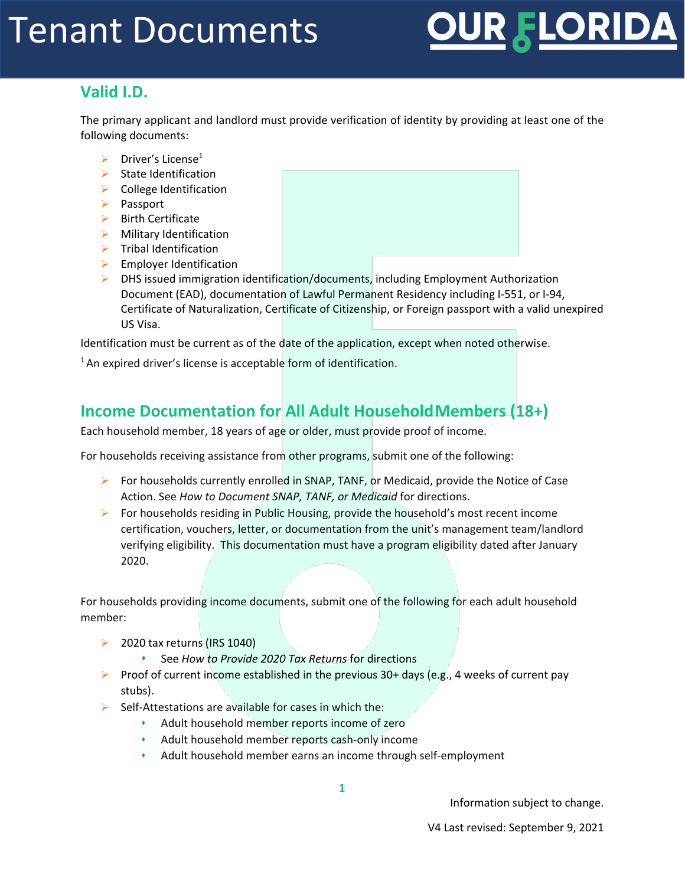# Tenant Documents

## Valid I.D.

The primary applicant and landlord must provide verification of identity by providing at least one of the following documents:

- Driver's License[1]
- State Identification
- College Identification
- Passport
- Birth Certificate
- Military Identification
- Tribal Identification
- Employer Identification
- DHS issued immigration identification/documents, including Employment Authorization Document (EAD), documentation of Lawful Permanent Residency including I-551, or I-94, Certificate of Naturalization, Certificate of Citizenship, or Foreign passport with a valid unexpired US Visa.

Identification must be current as of the date of the application, except when noted otherwise.

[1] An expired driver's license is acceptable form of identification.

## Income Documentation for All Adult Household Members (18+)

Each household member, 18 years of age or older, must provide proof of income.

For households receiving assistance from other programs, submit one of the following:

- For households currently enrolled in SNAP, TANF, or Medicaid, provide the Notice of Case Action. See *How to Document SNAP, TANF, or Medicaid* for directions.
- For households residing in Public Housing, provide the household's most recent income certification, vouchers, letter, or documentation from the unit's management team/landlord verifying eligibility. This documentation must have a program eligibility dated after January 2020.

For households providing income documents, submit one of the following for each adult household member:

- 2020 tax returns (IRS 1040)
  - See *How to Provide 2020 Tax Returns* for directions
- Proof of current income established in the previous 30+ days (e.g., 4 weeks of current pay stubs).
- Self-Attestations are available for cases in which the:
  - Adult household member reports income of zero
  - Adult household member reports cash-only income
  - Adult household member earns an income through self-employment

Information subject to change.

V4 Last revised: September 9, 2021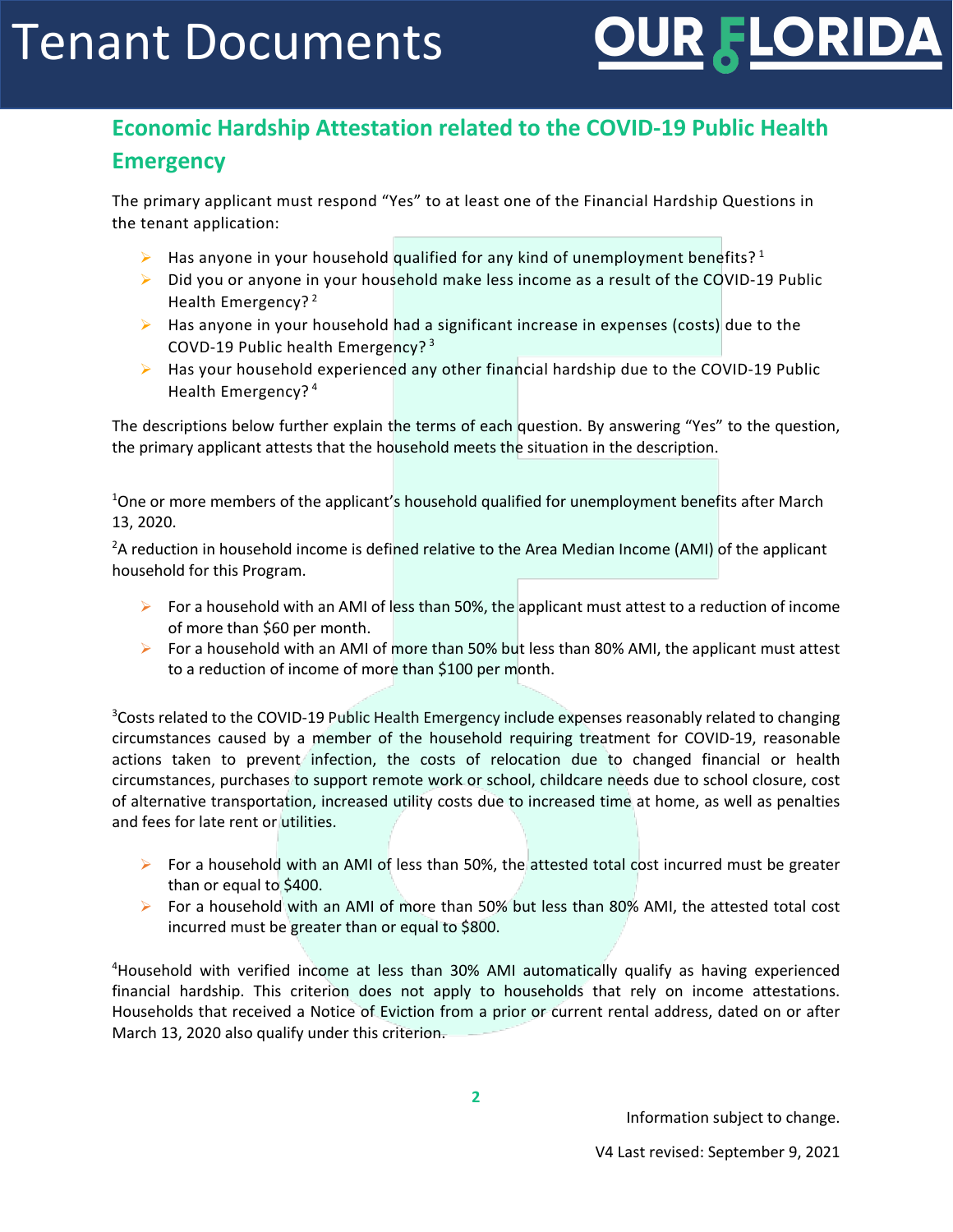## Economic Hardship Attestation related to the COVID-19 Public Health Emergency

The primary applicant must respond "Yes" to at least one of the Financial Hardship Questions in the tenant application:

- Has anyone in your household qualified for any kind of unemployment benefits? [1]
- Did you or anyone in your household make less income as a result of the COVID-19 Public Health Emergency? [2]
- Has anyone in your household had a significant increase in expenses (costs) due to the COVD-19 Public health Emergency? [3]
- Has your household experienced any other financial hardship due to the COVID-19 Public Health Emergency? [4]

The descriptions below further explain the terms of each question. By answering "Yes" to the question, the primary applicant attests that the household meets the situation in the description.

[1]One or more members of the applicant's household qualified for unemployment benefits after March 13, 2020.

[2]A reduction in household income is defined relative to the Area Median Income (AMI) of the applicant household for this Program.

- For a household with an AMI of less than 50%, the applicant must attest to a reduction of income of more than $60 per month.
- For a household with an AMI of more than 50% but less than 80% AMI, the applicant must attest to a reduction of income of more than $100 per month.

[3]Costs related to the COVID-19 Public Health Emergency include expenses reasonably related to changing circumstances caused by a member of the household requiring treatment for COVID-19, reasonable actions taken to prevent infection, the costs of relocation due to changed financial or health circumstances, purchases to support remote work or school, childcare needs due to school closure, cost of alternative transportation, increased utility costs due to increased time at home, as well as penalties and fees for late rent or utilities.

- For a household with an AMI of less than 50%, the attested total cost incurred must be greater than or equal to $400.
- For a household with an AMI of more than 50% but less than 80% AMI, the attested total cost incurred must be greater than or equal to $800.

[4]Household with verified income at less than 30% AMI automatically qualify as having experienced financial hardship. This criterion does not apply to households that rely on income attestations. Households that received a Notice of Eviction from a prior or current rental address, dated on or after March 13, 2020 also qualify under this criterion.

Information subject to change.

V4 Last revised: September 9, 2021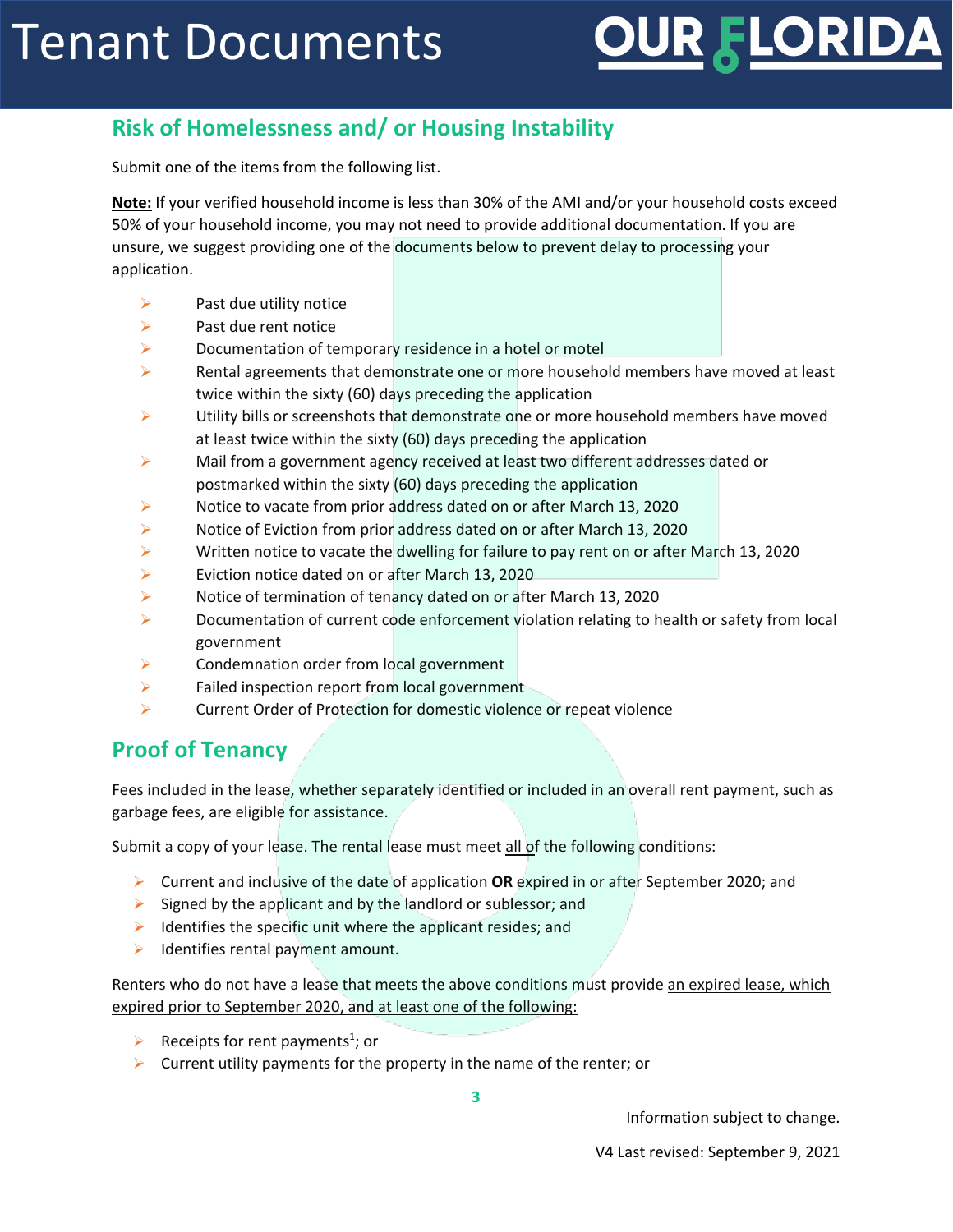# Tenant Documents

## Risk of Homelessness and/ or Housing Instability

Submit one of the items from the following list.

**Note:** If your verified household income is less than 30% of the AMI and/or your household costs exceed 50% of your household income, you may not need to provide additional documentation. If you are unsure, we suggest providing one of the documents below to prevent delay to processing your application.

- Past due utility notice
- Past due rent notice
- Documentation of temporary residence in a hotel or motel
- Rental agreements that demonstrate one or more household members have moved at least twice within the sixty (60) days preceding the application
- Utility bills or screenshots that demonstrate one or more household members have moved at least twice within the sixty (60) days preceding the application
- Mail from a government agency received at least two different addresses dated or postmarked within the sixty (60) days preceding the application
- Notice to vacate from prior address dated on or after March 13, 2020
- Notice of Eviction from prior address dated on or after March 13, 2020
- Written notice to vacate the dwelling for failure to pay rent on or after March 13, 2020
- Eviction notice dated on or after March 13, 2020
- Notice of termination of tenancy dated on or after March 13, 2020
- Documentation of current code enforcement violation relating to health or safety from local government
- Condemnation order from local government
- Failed inspection report from local government
- Current Order of Protection for domestic violence or repeat violence

## Proof of Tenancy

Fees included in the lease, whether separately identified or included in an overall rent payment, such as garbage fees, are eligible for assistance.

Submit a copy of your lease. The rental lease must meet <u>all of</u> the following conditions:

- Current and inclusive of the date of application <u>**OR**</u> expired in or after September 2020; and
- Signed by the applicant and by the landlord or sublessor; and
- Identifies the specific unit where the applicant resides; and
- Identifies rental payment amount.

Renters who do not have a lease that meets the above conditions must provide <u>an expired lease, which expired prior to September 2020, and at least one of the following:</u>

- Receipts for rent payments[1]; or
- Current utility payments for the property in the name of the renter; or

Information subject to change.

V4 Last revised: September 9, 2021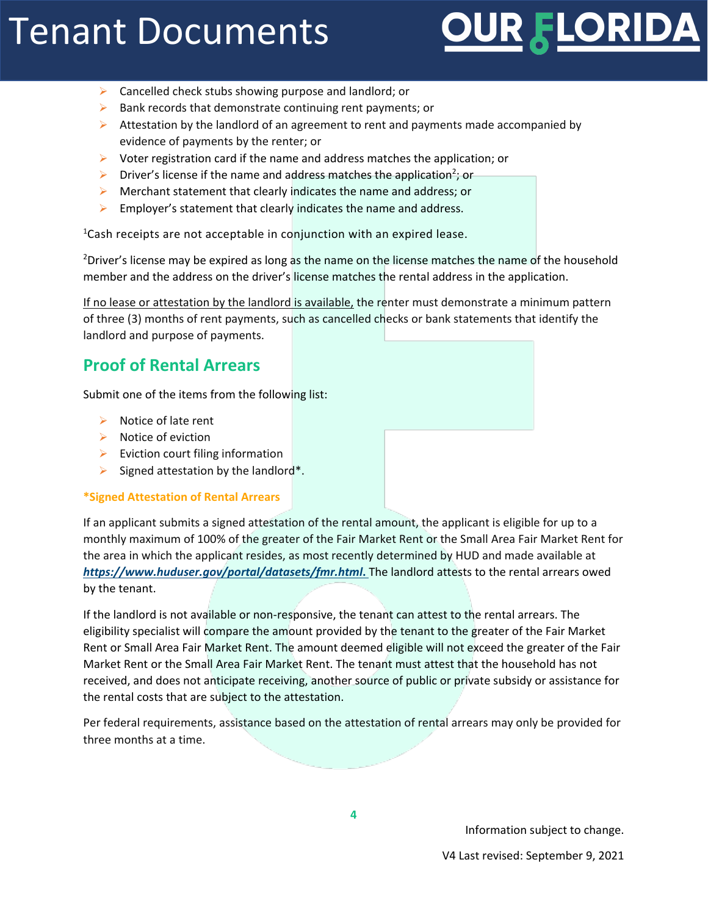- Cancelled check stubs showing purpose and landlord; or
- Bank records that demonstrate continuing rent payments; or
- Attestation by the landlord of an agreement to rent and payments made accompanied by evidence of payments by the renter; or
- Voter registration card if the name and address matches the application; or
- Driver's license if the name and address matches the application[2]; or
- Merchant statement that clearly indicates the name and address; or
- Employer's statement that clearly indicates the name and address.

[1]Cash receipts are not acceptable in conjunction with an expired lease.

[2]Driver's license may be expired as long as the name on the license matches the name of the household member and the address on the driver's license matches the rental address in the application.

<u>If no lease or attestation by the landlord is available,</u> the renter must demonstrate a minimum pattern of three (3) months of rent payments, such as cancelled checks or bank statements that identify the landlord and purpose of payments.

## Proof of Rental Arrears

Submit one of the items from the following list:

- Notice of late rent
- Notice of eviction
- Eviction court filing information
- Signed attestation by the landlord*.

**\*Signed Attestation of Rental Arrears**

If an applicant submits a signed attestation of the rental amount, the applicant is eligible for up to a monthly maximum of 100% of the greater of the Fair Market Rent or the Small Area Fair Market Rent for the area in which the applicant resides, as most recently determined by HUD and made available at ***https://www.huduser.gov/portal/datasets/fmr.html.*** The landlord attests to the rental arrears owed by the tenant.

If the landlord is not available or non-responsive, the tenant can attest to the rental arrears. The eligibility specialist will compare the amount provided by the tenant to the greater of the Fair Market Rent or Small Area Fair Market Rent. The amount deemed eligible will not exceed the greater of the Fair Market Rent or the Small Area Fair Market Rent. The tenant must attest that the household has not received, and does not anticipate receiving, another source of public or private subsidy or assistance for the rental costs that are subject to the attestation.

Per federal requirements, assistance based on the attestation of rental arrears may only be provided for three months at a time.

Information subject to change.

V4 Last revised: September 9, 2021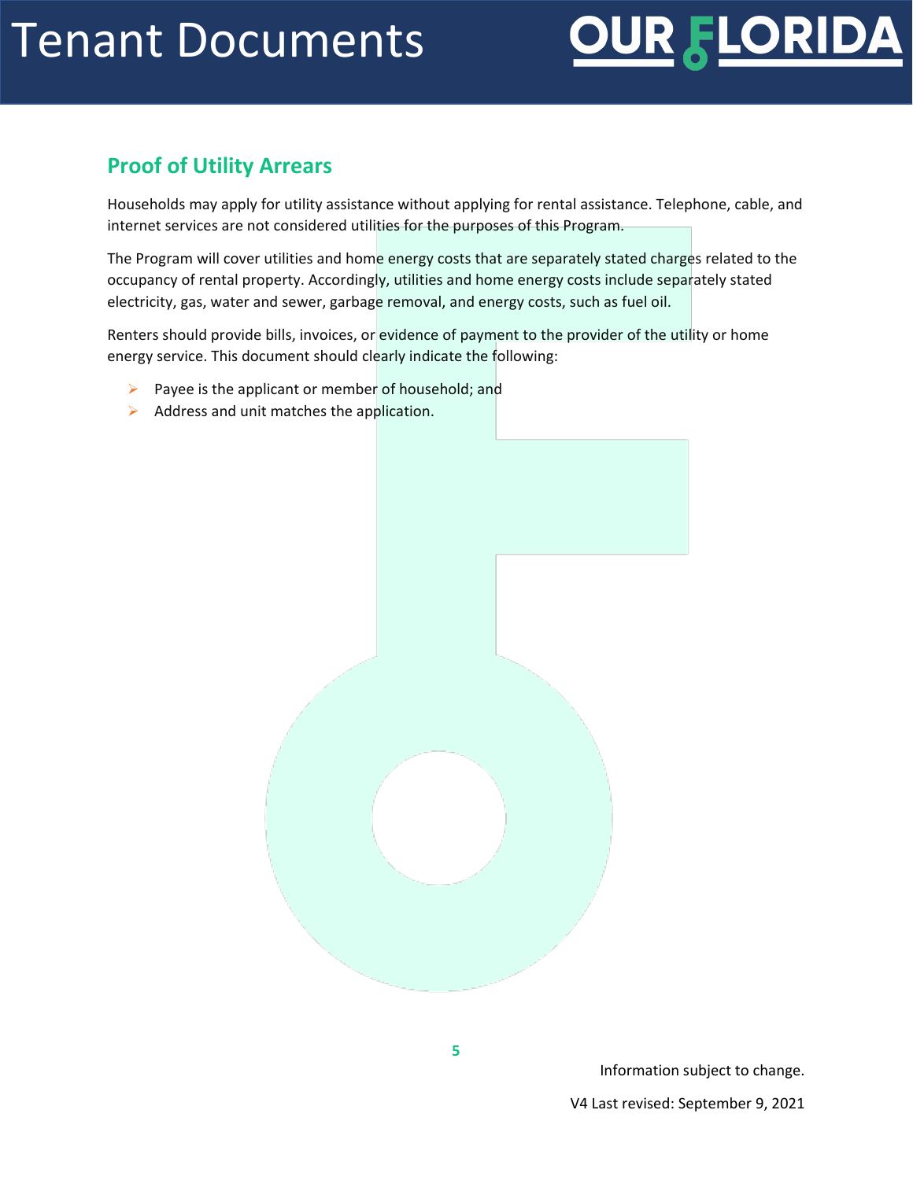## Proof of Utility Arrears

Households may apply for utility assistance without applying for rental assistance. Telephone, cable, and internet services are not considered utilities for the purposes of this Program.

The Program will cover utilities and home energy costs that are separately stated charges related to the occupancy of rental property. Accordingly, utilities and home energy costs include separately stated electricity, gas, water and sewer, garbage removal, and energy costs, such as fuel oil.

Renters should provide bills, invoices, or evidence of payment to the provider of the utility or home energy service. This document should clearly indicate the following:

- Payee is the applicant or member of household; and
- Address and unit matches the application.

Information subject to change.

V4 Last revised: September 9, 2021